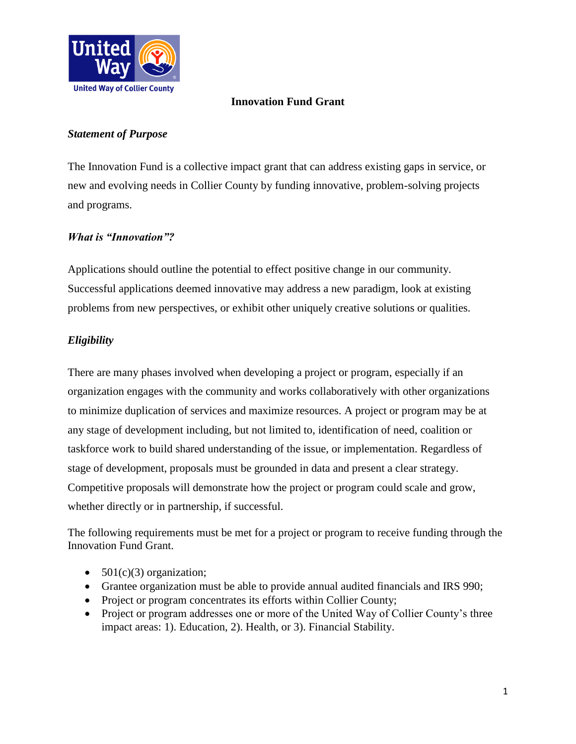# Innovation Fund Grant

***Statement of Purpose***

The Innovation Fund is a collective impact grant that can address existing gaps in service, or new and evolving needs in Collier County by funding innovative, problem-solving projects and programs.

***What is "Innovation"?***

Applications should outline the potential to effect positive change in our community. Successful applications deemed innovative may address a new paradigm, look at existing problems from new perspectives, or exhibit other uniquely creative solutions or qualities.

***Eligibility***

There are many phases involved when developing a project or program, especially if an organization engages with the community and works collaboratively with other organizations to minimize duplication of services and maximize resources. A project or program may be at any stage of development including, but not limited to, identification of need, coalition or taskforce work to build shared understanding of the issue, or implementation. Regardless of stage of development, proposals must be grounded in data and present a clear strategy. Competitive proposals will demonstrate how the project or program could scale and grow, whether directly or in partnership, if successful.

The following requirements must be met for a project or program to receive funding through the Innovation Fund Grant.

- 501(c)(3) organization;
- Grantee organization must be able to provide annual audited financials and IRS 990;
- Project or program concentrates its efforts within Collier County;
- Project or program addresses one or more of the United Way of Collier County's three impact areas: 1). Education, 2). Health, or 3). Financial Stability.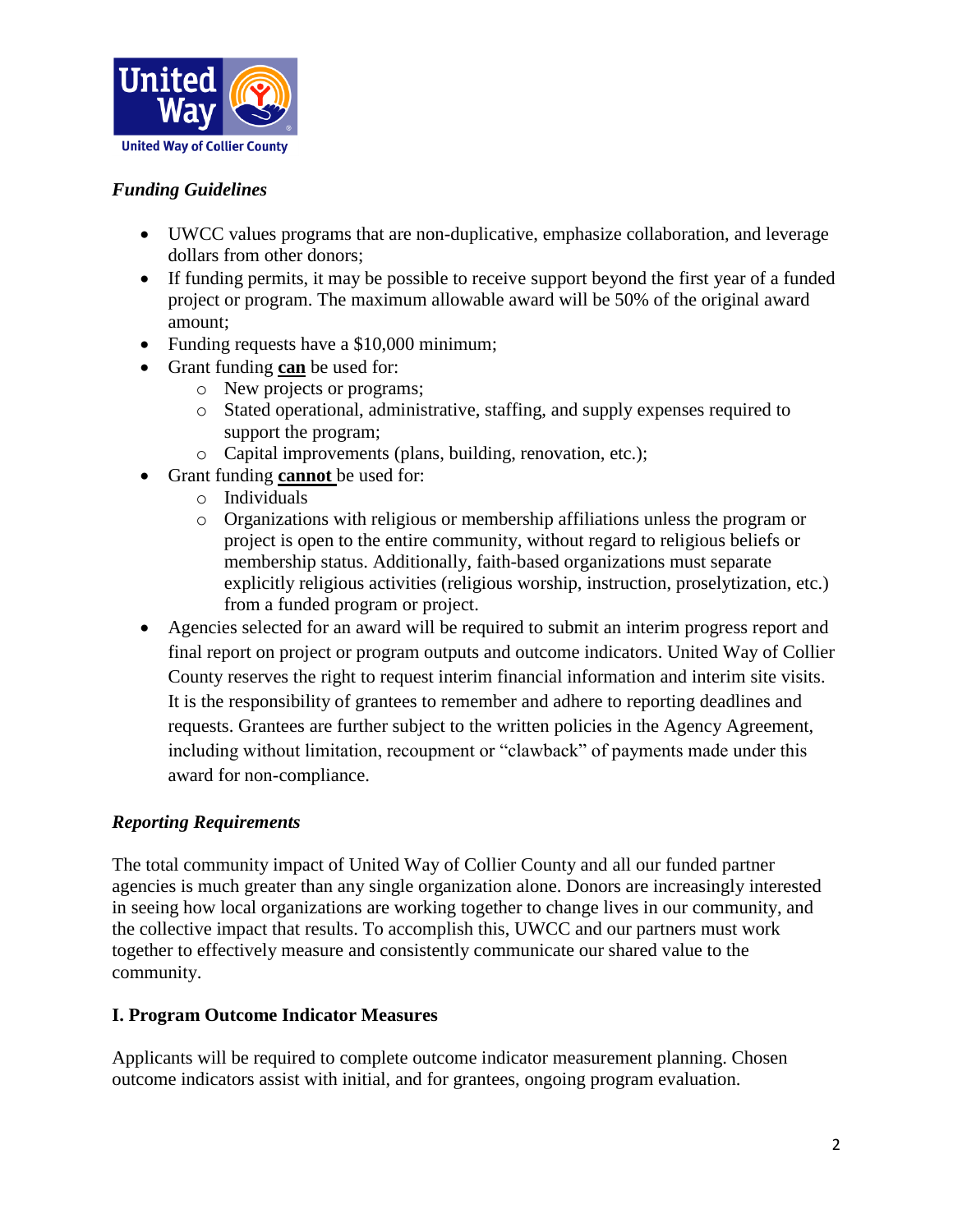*Funding Guidelines*

- UWCC values programs that are non-duplicative, emphasize collaboration, and leverage dollars from other donors;
- If funding permits, it may be possible to receive support beyond the first year of a funded project or program. The maximum allowable award will be 50% of the original award amount;
- Funding requests have a $10,000 minimum;
- Grant funding **<u>can</u>** be used for:
  - New projects or programs;
  - Stated operational, administrative, staffing, and supply expenses required to support the program;
  - Capital improvements (plans, building, renovation, etc.);
- Grant funding **<u>cannot</u>** be used for:
  - Individuals
  - Organizations with religious or membership affiliations unless the program or project is open to the entire community, without regard to religious beliefs or membership status. Additionally, faith-based organizations must separate explicitly religious activities (religious worship, instruction, proselytization, etc.) from a funded program or project.
- Agencies selected for an award will be required to submit an interim progress report and final report on project or program outputs and outcome indicators. United Way of Collier County reserves the right to request interim financial information and interim site visits. It is the responsibility of grantees to remember and adhere to reporting deadlines and requests. Grantees are further subject to the written policies in the Agency Agreement, including without limitation, recoupment or "clawback" of payments made under this award for non-compliance.

*Reporting Requirements*

The total community impact of United Way of Collier County and all our funded partner agencies is much greater than any single organization alone. Donors are increasingly interested in seeing how local organizations are working together to change lives in our community, and the collective impact that results. To accomplish this, UWCC and our partners must work together to effectively measure and consistently communicate our shared value to the community.

**I. Program Outcome Indicator Measures**

Applicants will be required to complete outcome indicator measurement planning. Chosen outcome indicators assist with initial, and for grantees, ongoing program evaluation.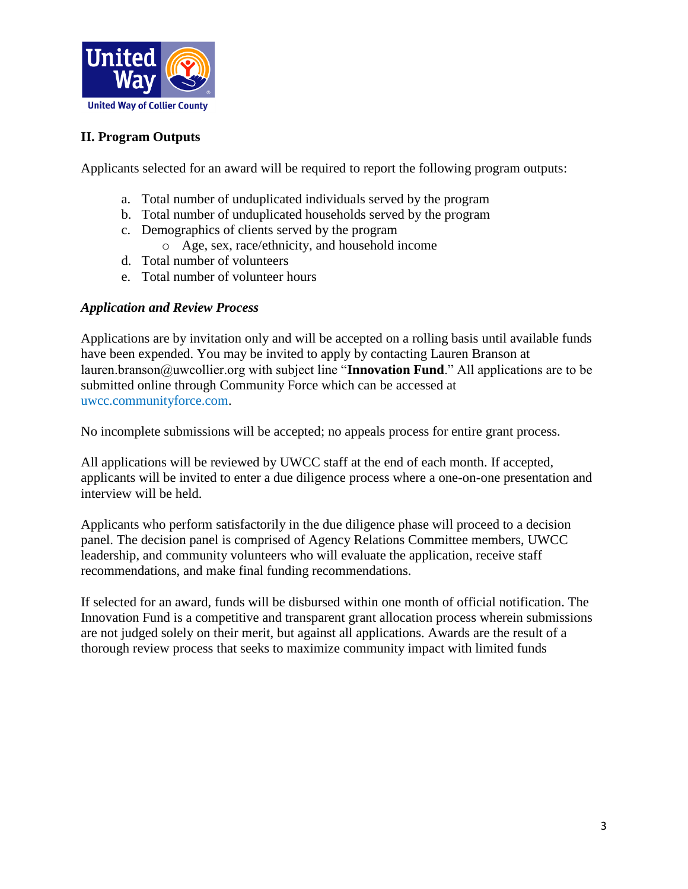## II. Program Outputs

Applicants selected for an award will be required to report the following program outputs:

a. Total number of unduplicated individuals served by the program
b. Total number of unduplicated households served by the program
c. Demographics of clients served by the program
   - Age, sex, race/ethnicity, and household income
d. Total number of volunteers
e. Total number of volunteer hours

### *Application and Review Process*

Applications are by invitation only and will be accepted on a rolling basis until available funds have been expended. You may be invited to apply by contacting Lauren Branson at lauren.branson@uwcollier.org with subject line "**Innovation Fund**." All applications are to be submitted online through Community Force which can be accessed at uwcc.communityforce.com.

No incomplete submissions will be accepted; no appeals process for entire grant process.

All applications will be reviewed by UWCC staff at the end of each month. If accepted, applicants will be invited to enter a due diligence process where a one-on-one presentation and interview will be held.

Applicants who perform satisfactorily in the due diligence phase will proceed to a decision panel. The decision panel is comprised of Agency Relations Committee members, UWCC leadership, and community volunteers who will evaluate the application, receive staff recommendations, and make final funding recommendations.

If selected for an award, funds will be disbursed within one month of official notification. The Innovation Fund is a competitive and transparent grant allocation process wherein submissions are not judged solely on their merit, but against all applications. Awards are the result of a thorough review process that seeks to maximize community impact with limited funds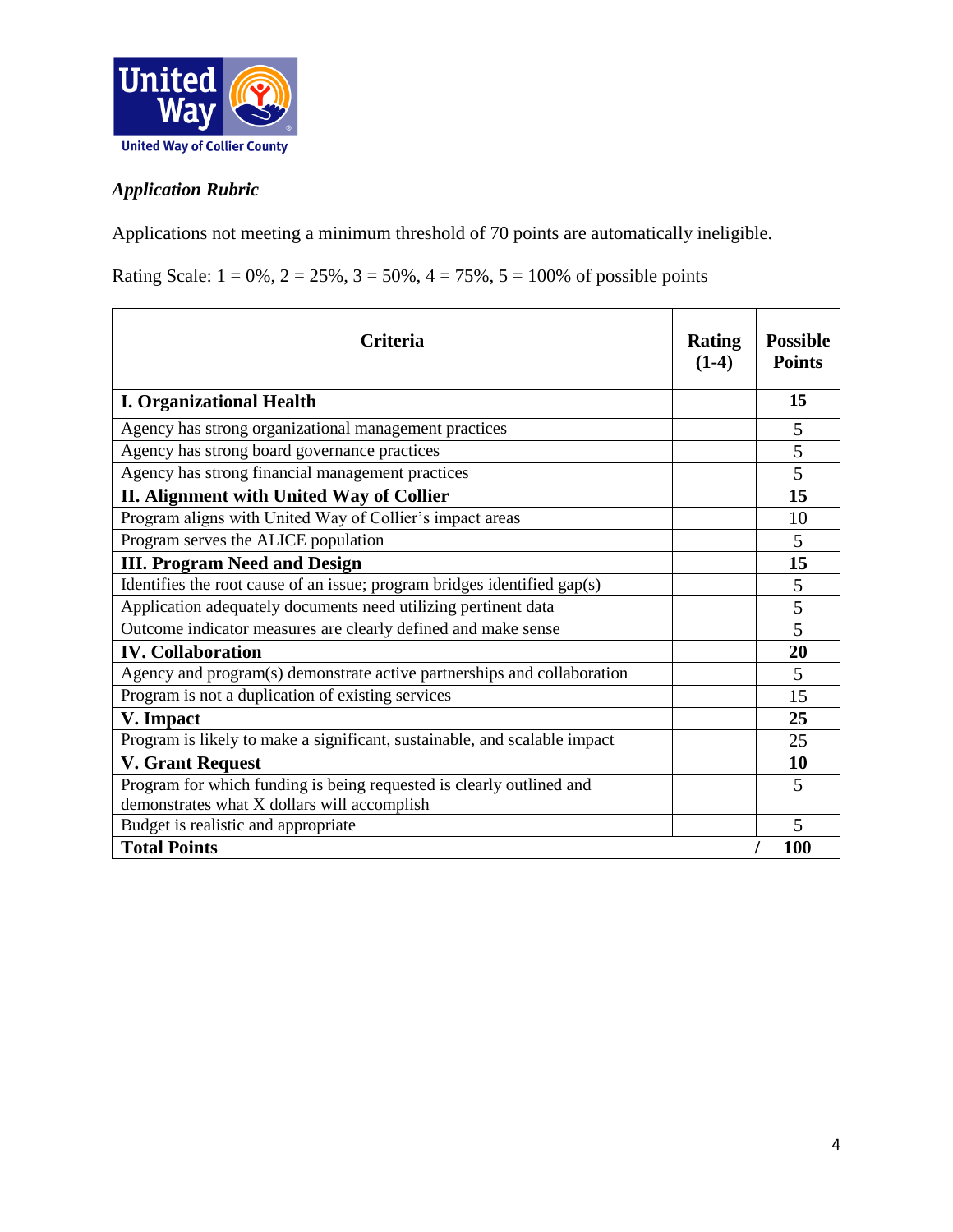United Way of Collier County

*Application Rubric*

Applications not meeting a minimum threshold of 70 points are automatically ineligible.

Rating Scale: 1 = 0%, 2 = 25%, 3 = 50%, 4 = 75%, 5 = 100% of possible points

| Criteria | Rating (1-4) | Possible Points |
|---|---|---|
| **I. Organizational Health** | | **15** |
| Agency has strong organizational management practices | | 5 |
| Agency has strong board governance practices | | 5 |
| Agency has strong financial management practices | | 5 |
| **II. Alignment with United Way of Collier** | | **15** |
| Program aligns with United Way of Collier's impact areas | | 10 |
| Program serves the ALICE population | | 5 |
| **III. Program Need and Design** | | **15** |
| Identifies the root cause of an issue; program bridges identified gap(s) | | 5 |
| Application adequately documents need utilizing pertinent data | | 5 |
| Outcome indicator measures are clearly defined and make sense | | 5 |
| **IV. Collaboration** | | **20** |
| Agency and program(s) demonstrate active partnerships and collaboration | | 5 |
| Program is not a duplication of existing services | | 15 |
| **V. Impact** | | **25** |
| Program is likely to make a significant, sustainable, and scalable impact | | 25 |
| **V. Grant Request** | | **10** |
| Program for which funding is being requested is clearly outlined and demonstrates what X dollars will accomplish | | 5 |
| Budget is realistic and appropriate | | 5 |
| **Total Points** | / | **100** |